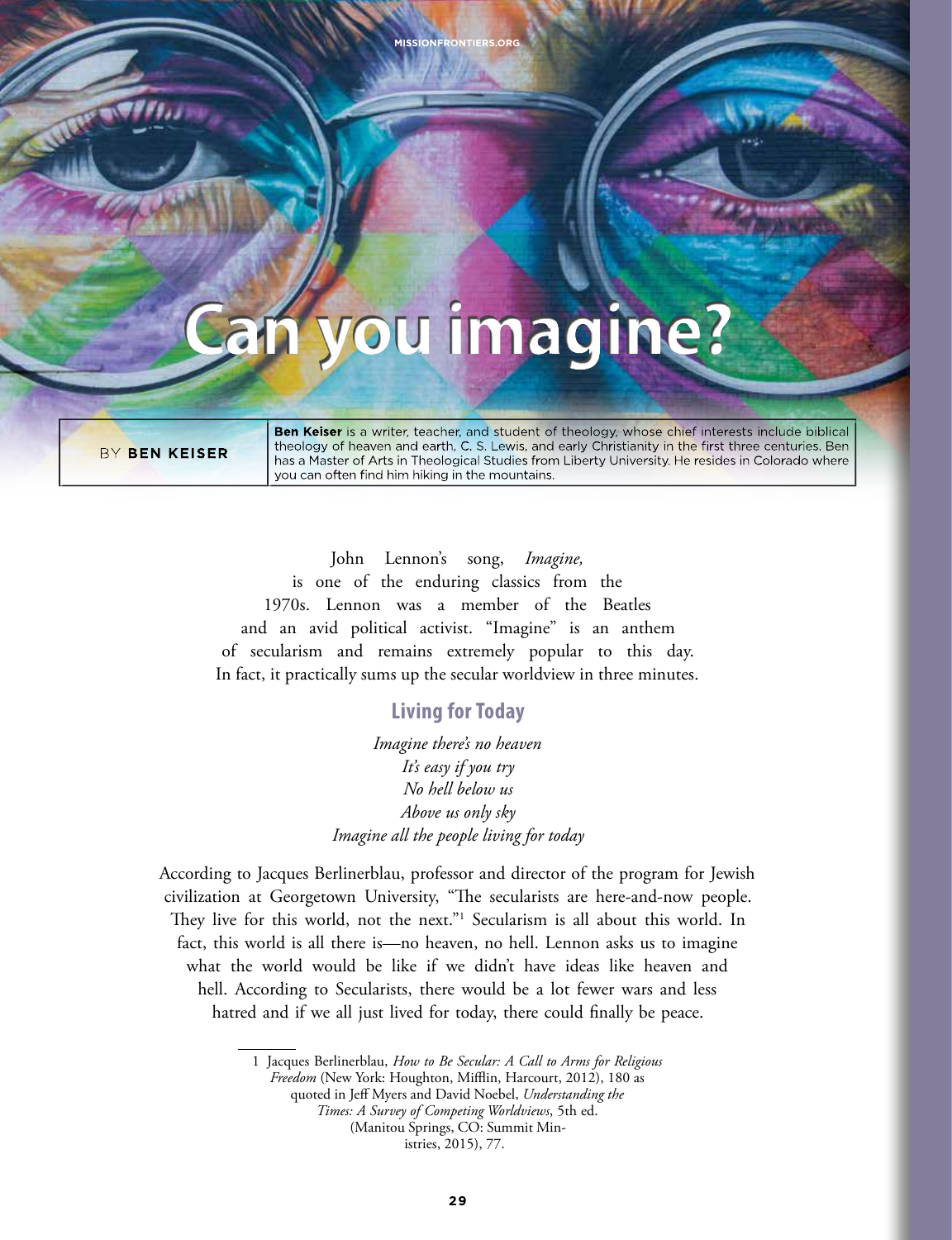# Can you imagine?

BY **BEN KEISER**

**Ben Keiser** is a writer, teacher, and student of theology, whose chief interests include biblical theology of heaven and earth, C. S. Lewis, and early Christianity in the first three centuries. Ben has a Master of Arts in Theological Studies from Liberty University. He resides in Colorado where you can often find him hiking in the mountains.

John Lennon's song, *Imagine,* is one of the enduring classics from the 1970s. Lennon was a member of the Beatles and an avid political activist. "Imagine" is an anthem of secularism and remains extremely popular to this day. In fact, it practically sums up the secular worldview in three minutes.

## Living for Today

*Imagine there's no heaven*
*It's easy if you try*
*No hell below us*
*Above us only sky*
*Imagine all the people living for today*

According to Jacques Berlinerblau, professor and director of the program for Jewish civilization at Georgetown University, "The secularists are here-and-now people. They live for this world, not the next."[1] Secularism is all about this world. In fact, this world is all there is—no heaven, no hell. Lennon asks us to imagine what the world would be like if we didn't have ideas like heaven and hell. According to Secularists, there would be a lot fewer wars and less hatred and if we all just lived for today, there could finally be peace.

1 Jacques Berlinerblau, *How to Be Secular: A Call to Arms for Religious Freedom* (New York: Houghton, Mifflin, Harcourt, 2012), 180 as quoted in Jeff Myers and David Noebel, *Understanding the Times: A Survey of Competing Worldviews*, 5th ed. (Manitou Springs, CO: Summit Ministries, 2015), 77.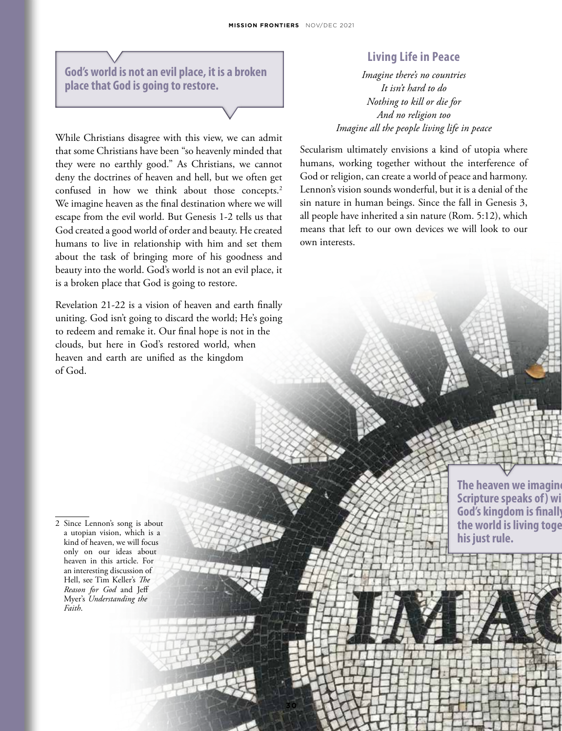**God's world is not an evil place, it is a broken place that God is going to restore.**

While Christians disagree with this view, we can admit that some Christians have been "so heavenly minded that they were no earthly good." As Christians, we cannot deny the doctrines of heaven and hell, but we often get confused in how we think about those concepts.[2] We imagine heaven as the final destination where we will escape from the evil world. But Genesis 1-2 tells us that God created a good world of order and beauty. He created humans to live in relationship with him and set them about the task of bringing more of his goodness and beauty into the world. God's world is not an evil place, it is a broken place that God is going to restore.

Revelation 21-22 is a vision of heaven and earth finally uniting. God isn't going to discard the world; He's going to redeem and remake it. Our final hope is not in the clouds, but here in God's restored world, when heaven and earth are unified as the kingdom of God.

## Living Life in Peace

*Imagine there's no countries*
*It isn't hard to do*
*Nothing to kill or die for*
*And no religion too*
*Imagine all the people living life in peace*

Secularism ultimately envisions a kind of utopia where humans, working together without the interference of God or religion, can create a world of peace and harmony. Lennon's vision sounds wonderful, but it is a denial of the sin nature in human beings. Since the fall in Genesis 3, all people have inherited a sin nature (Rom. 5:12), which means that left to our own devices we will look to our own interests.

**The heaven we imagine Scripture speaks of) wi God's kingdom is finally the world is living toge his just rule.**

IMAG

---

2 Since Lennon's song is about a utopian vision, which is a kind of heaven, we will focus only on our ideas about heaven in this article. For an interesting discussion of Hell, see Tim Keller's *The Reason for God* and Jeff Myer's *Understanding the Faith*.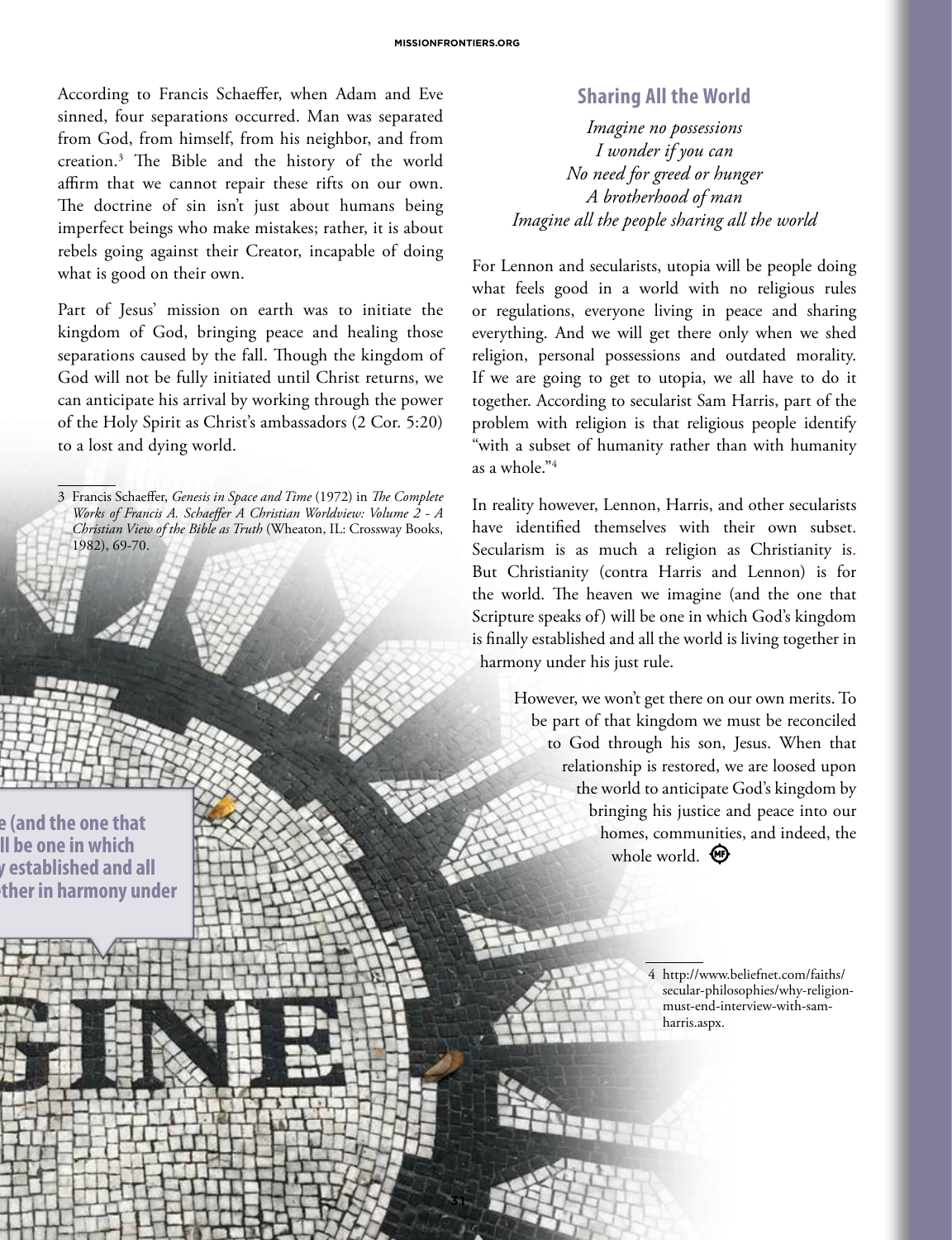According to Francis Schaeffer, when Adam and Eve sinned, four separations occurred. Man was separated from God, from himself, from his neighbor, and from creation.[3] The Bible and the history of the world affirm that we cannot repair these rifts on our own. The doctrine of sin isn't just about humans being imperfect beings who make mistakes; rather, it is about rebels going against their Creator, incapable of doing what is good on their own.

Part of Jesus' mission on earth was to initiate the kingdom of God, bringing peace and healing those separations caused by the fall. Though the kingdom of God will not be fully initiated until Christ returns, we can anticipate his arrival by working through the power of the Holy Spirit as Christ's ambassadors (2 Cor. 5:20) to a lost and dying world.

## Sharing All the World

*Imagine no possessions*
*I wonder if you can*
*No need for greed or hunger*
*A brotherhood of man*
*Imagine all the people sharing all the world*

For Lennon and secularists, utopia will be people doing what feels good in a world with no religious rules or regulations, everyone living in peace and sharing everything. And we will get there only when we shed religion, personal possessions and outdated morality. If we are going to get to utopia, we all have to do it together. According to secularist Sam Harris, part of the problem with religion is that religious people identify "with a subset of humanity rather than with humanity as a whole."[4]

In reality however, Lennon, Harris, and other secularists have identified themselves with their own subset. Secularism is as much a religion as Christianity is. But Christianity (contra Harris and Lennon) is for the world. The heaven we imagine (and the one that Scripture speaks of) will be one in which God's kingdom is finally established and all the world is living together in harmony under his just rule.

However, we won't get there on our own merits. To be part of that kingdom we must be reconciled to God through his son, Jesus. When that relationship is restored, we are loosed upon the world to anticipate God's kingdom by bringing his justice and peace into our homes, communities, and indeed, the whole world.

---

3 Francis Schaeffer, *Genesis in Space and Time* (1972) in *The Complete Works of Francis A. Schaeffer A Christian Worldview: Volume 2 - A Christian View of the Bible as Truth* (Wheaton, IL: Crossway Books, 1982), 69-70.

4 http://www.beliefnet.com/faiths/secular-philosophies/why-religion-must-end-interview-with-sam-harris.aspx.